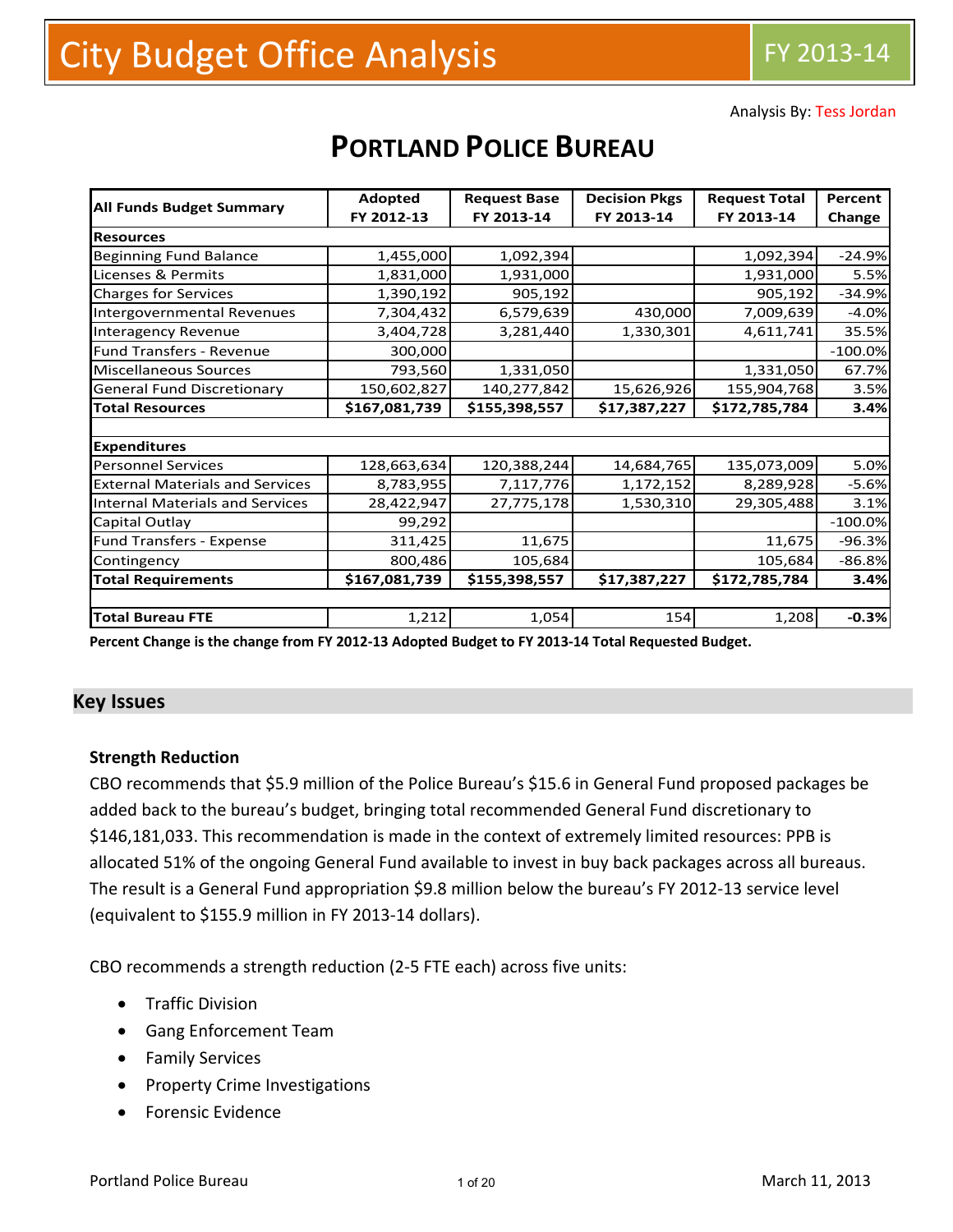# City Budget Office Analysis

FY 2013-14

Analysis By: Tess Jordan

## PORTLAND POLICE BUREAU

| All Funds Budget Summary | Adopted FY 2012-13 | Request Base FY 2013-14 | Decision Pkgs FY 2013-14 | Request Total FY 2013-14 | Percent Change |
|---|---|---|---|---|---|
| **Resources** | | | | | |
| Beginning Fund Balance | 1,455,000 | 1,092,394 | | 1,092,394 | -24.9% |
| Licenses & Permits | 1,831,000 | 1,931,000 | | 1,931,000 | 5.5% |
| Charges for Services | 1,390,192 | 905,192 | | 905,192 | -34.9% |
| Intergovernmental Revenues | 7,304,432 | 6,579,639 | 430,000 | 7,009,639 | -4.0% |
| Interagency Revenue | 3,404,728 | 3,281,440 | 1,330,301 | 4,611,741 | 35.5% |
| Fund Transfers - Revenue | 300,000 | | | | -100.0% |
| Miscellaneous Sources | 793,560 | 1,331,050 | | 1,331,050 | 67.7% |
| General Fund Discretionary | 150,602,827 | 140,277,842 | 15,626,926 | 155,904,768 | 3.5% |
| **Total Resources** | **$167,081,739** | **$155,398,557** | **$17,387,227** | **$172,785,784** | **3.4%** |
| | | | | | |
| **Expenditures** | | | | | |
| Personnel Services | 128,663,634 | 120,388,244 | 14,684,765 | 135,073,009 | 5.0% |
| External Materials and Services | 8,783,955 | 7,117,776 | 1,172,152 | 8,289,928 | -5.6% |
| Internal Materials and Services | 28,422,947 | 27,775,178 | 1,530,310 | 29,305,488 | 3.1% |
| Capital Outlay | 99,292 | | | | -100.0% |
| Fund Transfers - Expense | 311,425 | 11,675 | | 11,675 | -96.3% |
| Contingency | 800,486 | 105,684 | | 105,684 | -86.8% |
| **Total Requirements** | **$167,081,739** | **$155,398,557** | **$17,387,227** | **$172,785,784** | **3.4%** |
| | | | | | |
| **Total Bureau FTE** | 1,212 | 1,054 | 154 | 1,208 | **-0.3%** |

**Percent Change is the change from FY 2012-13 Adopted Budget to FY 2013-14 Total Requested Budget.**

## Key Issues

### Strength Reduction

CBO recommends that $5.9 million of the Police Bureau's $15.6 in General Fund proposed packages be added back to the bureau's budget, bringing total recommended General Fund discretionary to $146,181,033. This recommendation is made in the context of extremely limited resources: PPB is allocated 51% of the ongoing General Fund available to invest in buy back packages across all bureaus. The result is a General Fund appropriation $9.8 million below the bureau's FY 2012-13 service level (equivalent to $155.9 million in FY 2013-14 dollars).

CBO recommends a strength reduction (2-5 FTE each) across five units:

- Traffic Division
- Gang Enforcement Team
- Family Services
- Property Crime Investigations
- Forensic Evidence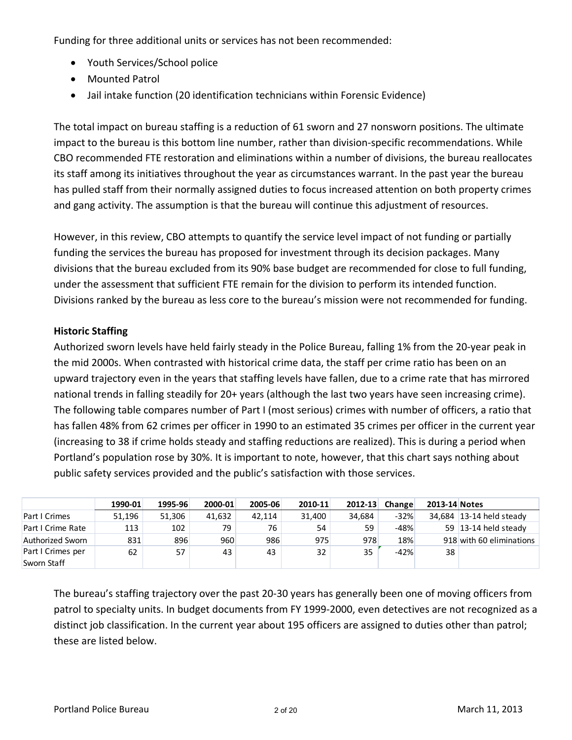Funding for three additional units or services has not been recommended:

- Youth Services/School police
- Mounted Patrol
- Jail intake function (20 identification technicians within Forensic Evidence)

The total impact on bureau staffing is a reduction of 61 sworn and 27 nonsworn positions. The ultimate impact to the bureau is this bottom line number, rather than division-specific recommendations. While CBO recommended FTE restoration and eliminations within a number of divisions, the bureau reallocates its staff among its initiatives throughout the year as circumstances warrant. In the past year the bureau has pulled staff from their normally assigned duties to focus increased attention on both property crimes and gang activity. The assumption is that the bureau will continue this adjustment of resources.

However, in this review, CBO attempts to quantify the service level impact of not funding or partially funding the services the bureau has proposed for investment through its decision packages. Many divisions that the bureau excluded from its 90% base budget are recommended for close to full funding, under the assessment that sufficient FTE remain for the division to perform its intended function. Divisions ranked by the bureau as less core to the bureau's mission were not recommended for funding.

**Historic Staffing**

Authorized sworn levels have held fairly steady in the Police Bureau, falling 1% from the 20-year peak in the mid 2000s. When contrasted with historical crime data, the staff per crime ratio has been on an upward trajectory even in the years that staffing levels have fallen, due to a crime rate that has mirrored national trends in falling steadily for 20+ years (although the last two years have seen increasing crime). The following table compares number of Part I (most serious) crimes with number of officers, a ratio that has fallen 48% from 62 crimes per officer in 1990 to an estimated 35 crimes per officer in the current year (increasing to 38 if crime holds steady and staffing reductions are realized). This is during a period when Portland's population rose by 30%. It is important to note, however, that this chart says nothing about public safety services provided and the public's satisfaction with those services.

| | 1990-01 | 1995-96 | 2000-01 | 2005-06 | 2010-11 | 2012-13 | Change | 2013-14 | Notes |
|---|---|---|---|---|---|---|---|---|---|
| Part I Crimes | 51,196 | 51,306 | 41,632 | 42,114 | 31,400 | 34,684 | -32% | 34,684 | 13-14 held steady |
| Part I Crime Rate | 113 | 102 | 79 | 76 | 54 | 59 | -48% | 59 | 13-14 held steady |
| Authorized Sworn | 831 | 896 | 960 | 986 | 975 | 978 | 18% | 918 | with 60 eliminations |
| Part I Crimes per Sworn Staff | 62 | 57 | 43 | 43 | 32 | 35 | -42% | 38 | |

The bureau's staffing trajectory over the past 20-30 years has generally been one of moving officers from patrol to specialty units. In budget documents from FY 1999-2000, even detectives are not recognized as a distinct job classification. In the current year about 195 officers are assigned to duties other than patrol; these are listed below.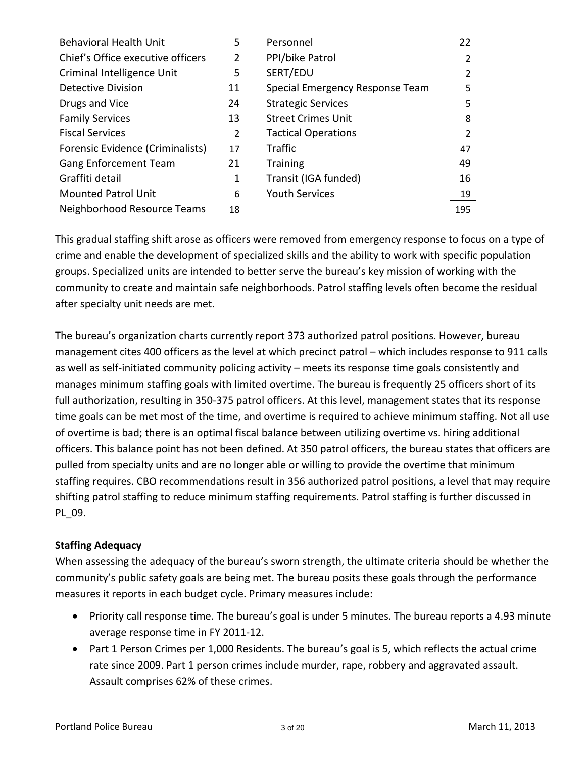| Unit | Count | Unit | Count |
|---|---|---|---|
| Behavioral Health Unit | 5 | Personnel | 22 |
| Chief's Office executive officers | 2 | PPI/bike Patrol | 2 |
| Criminal Intelligence Unit | 5 | SERT/EDU | 2 |
| Detective Division | 11 | Special Emergency Response Team | 5 |
| Drugs and Vice | 24 | Strategic Services | 5 |
| Family Services | 13 | Street Crimes Unit | 8 |
| Fiscal Services | 2 | Tactical Operations | 2 |
| Forensic Evidence (Criminalists) | 17 | Traffic | 47 |
| Gang Enforcement Team | 21 | Training | 49 |
| Graffiti detail | 1 | Transit (IGA funded) | 16 |
| Mounted Patrol Unit | 6 | Youth Services | 19 |
| Neighborhood Resource Teams | 18 | | 195 |

This gradual staffing shift arose as officers were removed from emergency response to focus on a type of crime and enable the development of specialized skills and the ability to work with specific population groups. Specialized units are intended to better serve the bureau's key mission of working with the community to create and maintain safe neighborhoods. Patrol staffing levels often become the residual after specialty unit needs are met.

The bureau's organization charts currently report 373 authorized patrol positions. However, bureau management cites 400 officers as the level at which precinct patrol – which includes response to 911 calls as well as self-initiated community policing activity – meets its response time goals consistently and manages minimum staffing goals with limited overtime. The bureau is frequently 25 officers short of its full authorization, resulting in 350-375 patrol officers. At this level, management states that its response time goals can be met most of the time, and overtime is required to achieve minimum staffing. Not all use of overtime is bad; there is an optimal fiscal balance between utilizing overtime vs. hiring additional officers. This balance point has not been defined. At 350 patrol officers, the bureau states that officers are pulled from specialty units and are no longer able or willing to provide the overtime that minimum staffing requires. CBO recommendations result in 356 authorized patrol positions, a level that may require shifting patrol staffing to reduce minimum staffing requirements. Patrol staffing is further discussed in PL_09.

**Staffing Adequacy**

When assessing the adequacy of the bureau's sworn strength, the ultimate criteria should be whether the community's public safety goals are being met. The bureau posits these goals through the performance measures it reports in each budget cycle. Primary measures include:

- Priority call response time. The bureau's goal is under 5 minutes. The bureau reports a 4.93 minute average response time in FY 2011-12.
- Part 1 Person Crimes per 1,000 Residents. The bureau's goal is 5, which reflects the actual crime rate since 2009. Part 1 person crimes include murder, rape, robbery and aggravated assault. Assault comprises 62% of these crimes.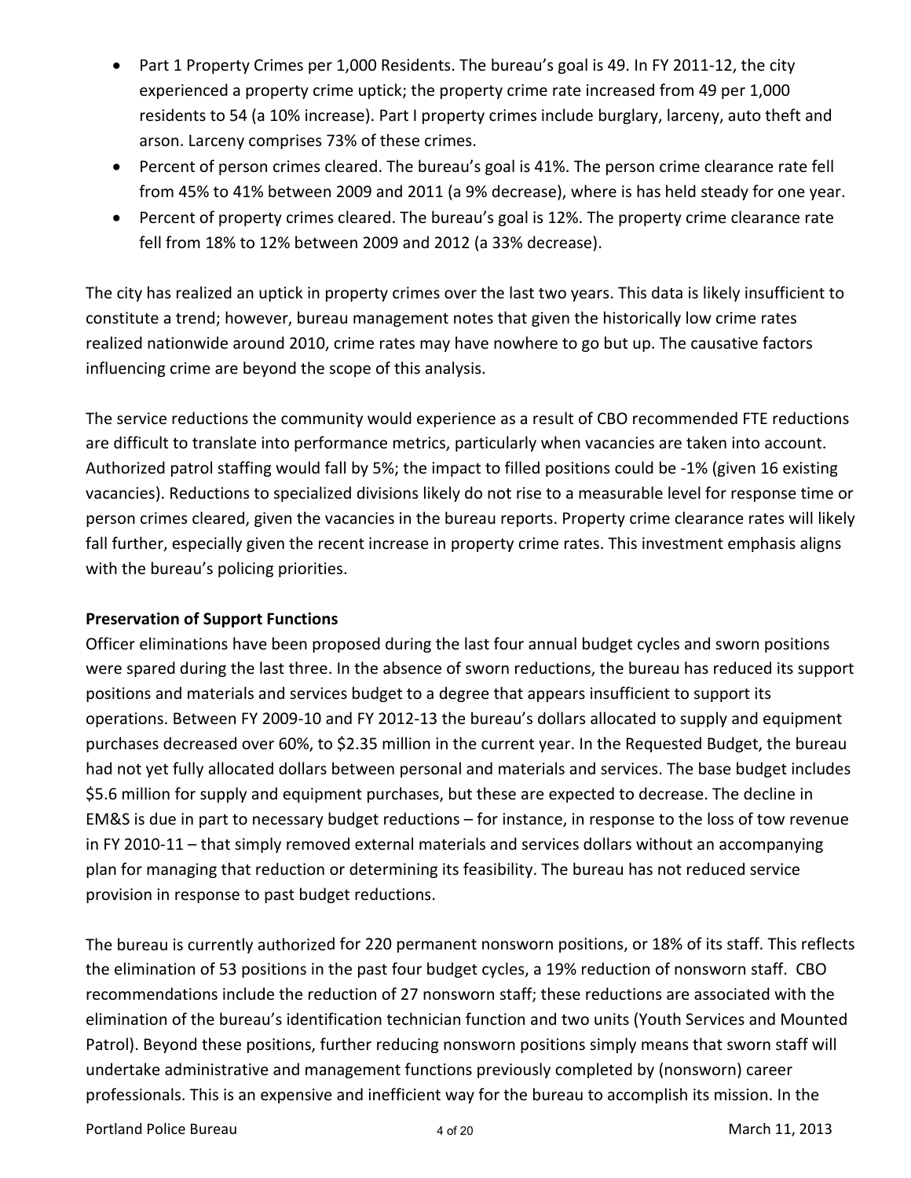- Part 1 Property Crimes per 1,000 Residents. The bureau's goal is 49. In FY 2011-12, the city experienced a property crime uptick; the property crime rate increased from 49 per 1,000 residents to 54 (a 10% increase). Part I property crimes include burglary, larceny, auto theft and arson. Larceny comprises 73% of these crimes.
- Percent of person crimes cleared. The bureau's goal is 41%. The person crime clearance rate fell from 45% to 41% between 2009 and 2011 (a 9% decrease), where is has held steady for one year.
- Percent of property crimes cleared. The bureau's goal is 12%. The property crime clearance rate fell from 18% to 12% between 2009 and 2012 (a 33% decrease).

The city has realized an uptick in property crimes over the last two years. This data is likely insufficient to constitute a trend; however, bureau management notes that given the historically low crime rates realized nationwide around 2010, crime rates may have nowhere to go but up. The causative factors influencing crime are beyond the scope of this analysis.

The service reductions the community would experience as a result of CBO recommended FTE reductions are difficult to translate into performance metrics, particularly when vacancies are taken into account. Authorized patrol staffing would fall by 5%; the impact to filled positions could be -1% (given 16 existing vacancies). Reductions to specialized divisions likely do not rise to a measurable level for response time or person crimes cleared, given the vacancies in the bureau reports. Property crime clearance rates will likely fall further, especially given the recent increase in property crime rates. This investment emphasis aligns with the bureau's policing priorities.

**Preservation of Support Functions**

Officer eliminations have been proposed during the last four annual budget cycles and sworn positions were spared during the last three. In the absence of sworn reductions, the bureau has reduced its support positions and materials and services budget to a degree that appears insufficient to support its operations. Between FY 2009-10 and FY 2012-13 the bureau's dollars allocated to supply and equipment purchases decreased over 60%, to $2.35 million in the current year. In the Requested Budget, the bureau had not yet fully allocated dollars between personal and materials and services. The base budget includes $5.6 million for supply and equipment purchases, but these are expected to decrease. The decline in EM&S is due in part to necessary budget reductions – for instance, in response to the loss of tow revenue in FY 2010-11 – that simply removed external materials and services dollars without an accompanying plan for managing that reduction or determining its feasibility. The bureau has not reduced service provision in response to past budget reductions.

The bureau is currently authorized for 220 permanent nonsworn positions, or 18% of its staff. This reflects the elimination of 53 positions in the past four budget cycles, a 19% reduction of nonsworn staff. CBO recommendations include the reduction of 27 nonsworn staff; these reductions are associated with the elimination of the bureau's identification technician function and two units (Youth Services and Mounted Patrol). Beyond these positions, further reducing nonsworn positions simply means that sworn staff will undertake administrative and management functions previously completed by (nonsworn) career professionals. This is an expensive and inefficient way for the bureau to accomplish its mission. In the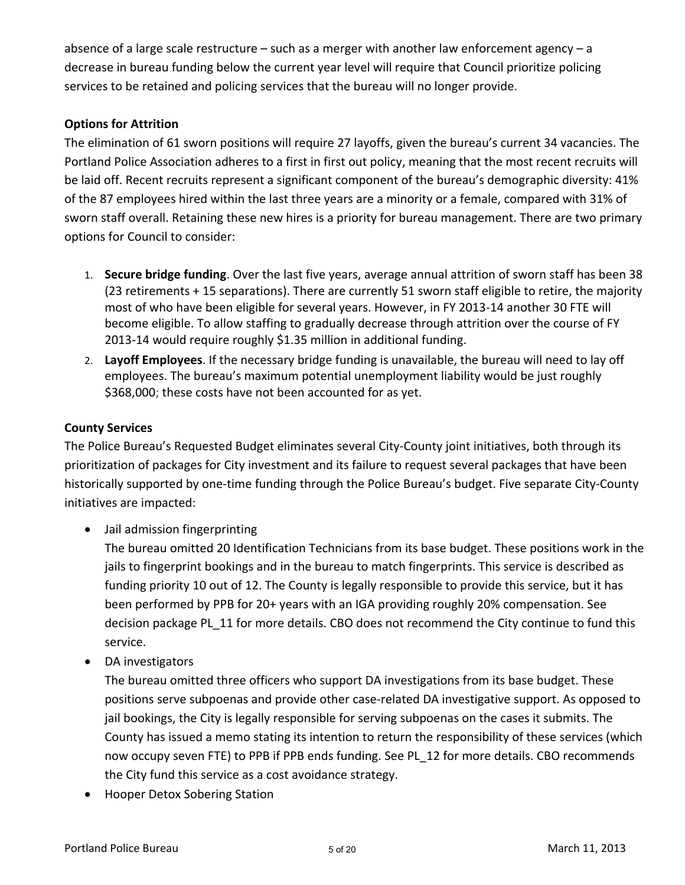absence of a large scale restructure – such as a merger with another law enforcement agency – a decrease in bureau funding below the current year level will require that Council prioritize policing services to be retained and policing services that the bureau will no longer provide.

**Options for Attrition**

The elimination of 61 sworn positions will require 27 layoffs, given the bureau's current 34 vacancies. The Portland Police Association adheres to a first in first out policy, meaning that the most recent recruits will be laid off. Recent recruits represent a significant component of the bureau's demographic diversity: 41% of the 87 employees hired within the last three years are a minority or a female, compared with 31% of sworn staff overall. Retaining these new hires is a priority for bureau management. There are two primary options for Council to consider:

1. **Secure bridge funding**. Over the last five years, average annual attrition of sworn staff has been 38 (23 retirements + 15 separations). There are currently 51 sworn staff eligible to retire, the majority most of who have been eligible for several years. However, in FY 2013-14 another 30 FTE will become eligible. To allow staffing to gradually decrease through attrition over the course of FY 2013-14 would require roughly $1.35 million in additional funding.
2. **Layoff Employees**. If the necessary bridge funding is unavailable, the bureau will need to lay off employees. The bureau's maximum potential unemployment liability would be just roughly $368,000; these costs have not been accounted for as yet.

**County Services**

The Police Bureau's Requested Budget eliminates several City-County joint initiatives, both through its prioritization of packages for City investment and its failure to request several packages that have been historically supported by one-time funding through the Police Bureau's budget. Five separate City-County initiatives are impacted:

- Jail admission fingerprinting
  The bureau omitted 20 Identification Technicians from its base budget. These positions work in the jails to fingerprint bookings and in the bureau to match fingerprints. This service is described as funding priority 10 out of 12. The County is legally responsible to provide this service, but it has been performed by PPB for 20+ years with an IGA providing roughly 20% compensation. See decision package PL_11 for more details. CBO does not recommend the City continue to fund this service.
- DA investigators
  The bureau omitted three officers who support DA investigations from its base budget. These positions serve subpoenas and provide other case-related DA investigative support. As opposed to jail bookings, the City is legally responsible for serving subpoenas on the cases it submits. The County has issued a memo stating its intention to return the responsibility of these services (which now occupy seven FTE) to PPB if PPB ends funding. See PL_12 for more details. CBO recommends the City fund this service as a cost avoidance strategy.
- Hooper Detox Sobering Station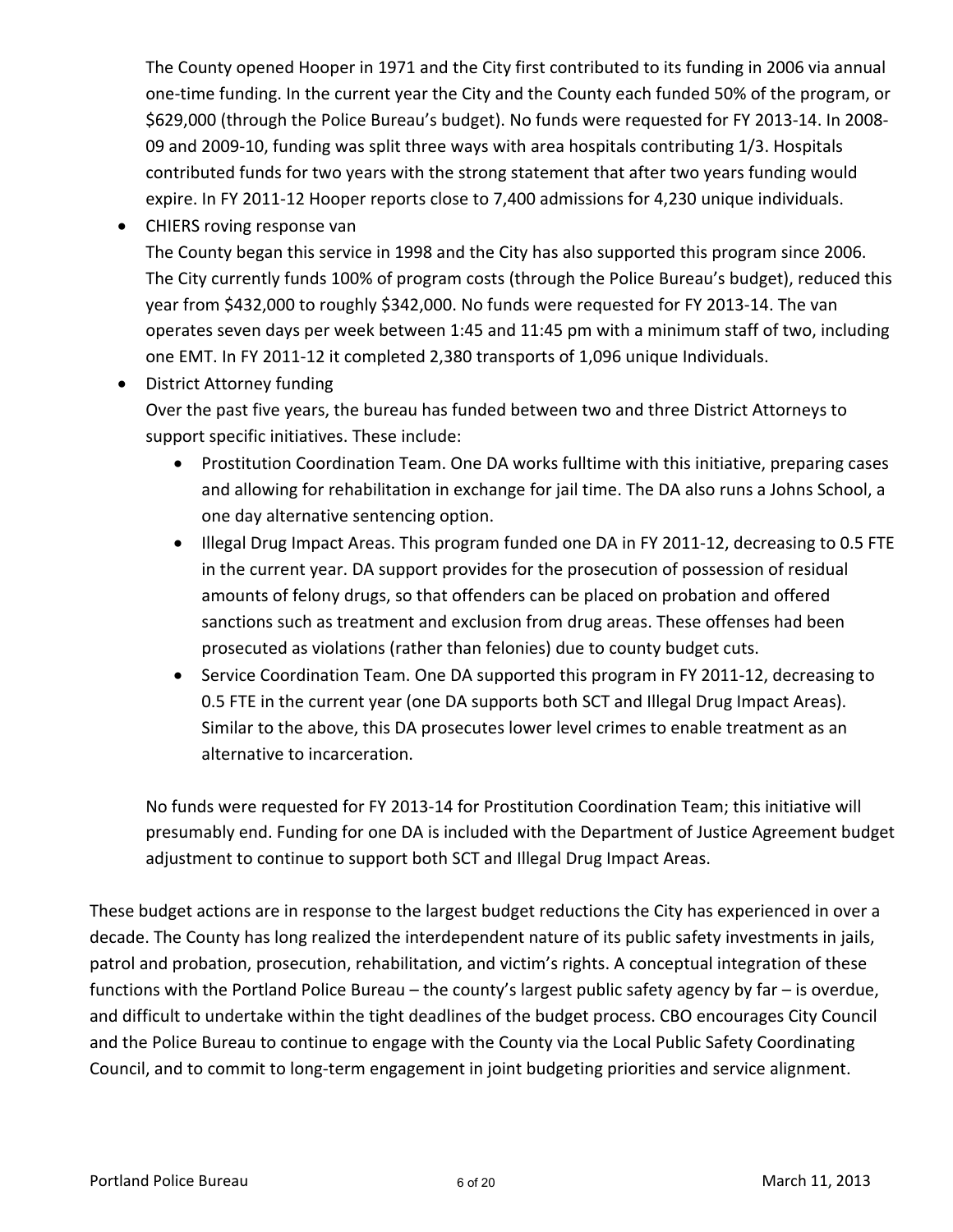The County opened Hooper in 1971 and the City first contributed to its funding in 2006 via annual one-time funding. In the current year the City and the County each funded 50% of the program, or $629,000 (through the Police Bureau's budget). No funds were requested for FY 2013-14. In 2008-09 and 2009-10, funding was split three ways with area hospitals contributing 1/3. Hospitals contributed funds for two years with the strong statement that after two years funding would expire. In FY 2011-12 Hooper reports close to 7,400 admissions for 4,230 unique individuals.

- CHIERS roving response van
  
  The County began this service in 1998 and the City has also supported this program since 2006. The City currently funds 100% of program costs (through the Police Bureau's budget), reduced this year from $432,000 to roughly $342,000. No funds were requested for FY 2013-14. The van operates seven days per week between 1:45 and 11:45 pm with a minimum staff of two, including one EMT. In FY 2011-12 it completed 2,380 transports of 1,096 unique Individuals.

- District Attorney funding
  
  Over the past five years, the bureau has funded between two and three District Attorneys to support specific initiatives. These include:
  
  - Prostitution Coordination Team. One DA works fulltime with this initiative, preparing cases and allowing for rehabilitation in exchange for jail time. The DA also runs a Johns School, a one day alternative sentencing option.
  - Illegal Drug Impact Areas. This program funded one DA in FY 2011-12, decreasing to 0.5 FTE in the current year. DA support provides for the prosecution of possession of residual amounts of felony drugs, so that offenders can be placed on probation and offered sanctions such as treatment and exclusion from drug areas. These offenses had been prosecuted as violations (rather than felonies) due to county budget cuts.
  - Service Coordination Team. One DA supported this program in FY 2011-12, decreasing to 0.5 FTE in the current year (one DA supports both SCT and Illegal Drug Impact Areas). Similar to the above, this DA prosecutes lower level crimes to enable treatment as an alternative to incarceration.
  
  No funds were requested for FY 2013-14 for Prostitution Coordination Team; this initiative will presumably end. Funding for one DA is included with the Department of Justice Agreement budget adjustment to continue to support both SCT and Illegal Drug Impact Areas.

These budget actions are in response to the largest budget reductions the City has experienced in over a decade. The County has long realized the interdependent nature of its public safety investments in jails, patrol and probation, prosecution, rehabilitation, and victim's rights. A conceptual integration of these functions with the Portland Police Bureau – the county's largest public safety agency by far – is overdue, and difficult to undertake within the tight deadlines of the budget process. CBO encourages City Council and the Police Bureau to continue to engage with the County via the Local Public Safety Coordinating Council, and to commit to long-term engagement in joint budgeting priorities and service alignment.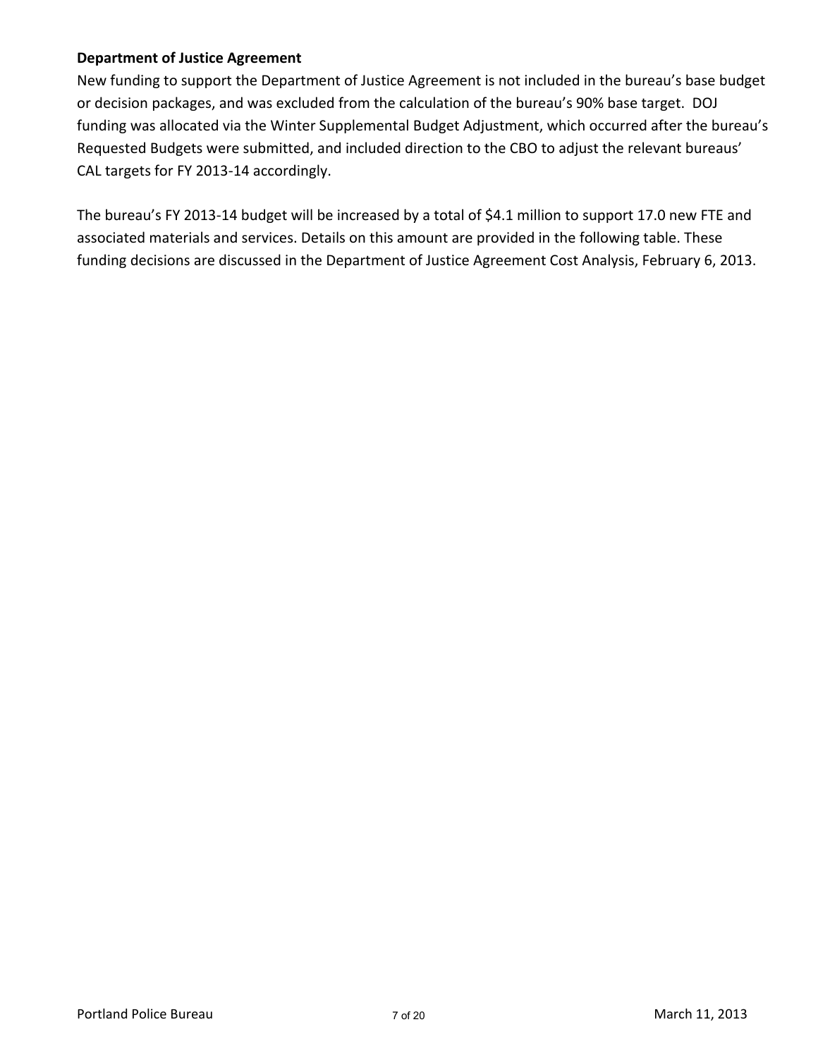**Department of Justice Agreement**

New funding to support the Department of Justice Agreement is not included in the bureau's base budget or decision packages, and was excluded from the calculation of the bureau's 90% base target. DOJ funding was allocated via the Winter Supplemental Budget Adjustment, which occurred after the bureau's Requested Budgets were submitted, and included direction to the CBO to adjust the relevant bureaus' CAL targets for FY 2013-14 accordingly.

The bureau's FY 2013-14 budget will be increased by a total of $4.1 million to support 17.0 new FTE and associated materials and services. Details on this amount are provided in the following table. These funding decisions are discussed in the Department of Justice Agreement Cost Analysis, February 6, 2013.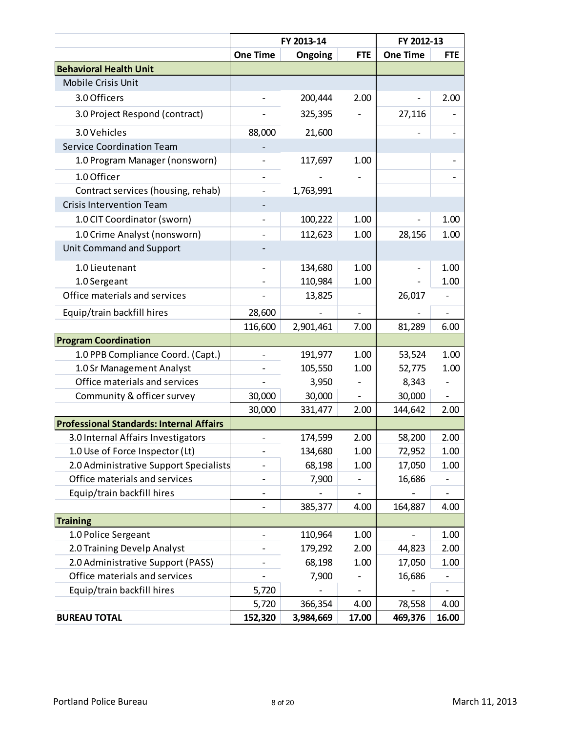| | FY 2013-14 | | | FY 2012-13 | |
|---|---|---|---|---|---|
| | One Time | Ongoing | FTE | One Time | FTE |
| **Behavioral Health Unit** | | | | | |
| Mobile Crisis Unit | | | | | |
| 3.0 Officers | - | 200,444 | 2.00 | - | 2.00 |
| 3.0 Project Respond (contract) | - | 325,395 | - | 27,116 | - |
| 3.0 Vehicles | 88,000 | 21,600 | | - | - |
| Service Coordination Team | - | | | | |
| 1.0 Program Manager (nonsworn) | - | 117,697 | 1.00 | | - |
| 1.0 Officer | - | - | - | | - |
| Contract services (housing, rehab) | - | 1,763,991 | | | |
| Crisis Intervention Team | - | | | | |
| 1.0 CIT Coordinator (sworn) | - | 100,222 | 1.00 | - | 1.00 |
| 1.0 Crime Analyst (nonsworn) | - | 112,623 | 1.00 | 28,156 | 1.00 |
| Unit Command and Support | - | | | | |
| 1.0 Lieutenant | - | 134,680 | 1.00 | - | 1.00 |
| 1.0 Sergeant | - | 110,984 | 1.00 | - | 1.00 |
| Office materials and services | - | 13,825 | | 26,017 | - |
| Equip/train backfill hires | 28,600 | - | - | - | - |
| | 116,600 | 2,901,461 | 7.00 | 81,289 | 6.00 |
| **Program Coordination** | | | | | |
| 1.0 PPB Compliance Coord. (Capt.) | - | 191,977 | 1.00 | 53,524 | 1.00 |
| 1.0 Sr Management Analyst | - | 105,550 | 1.00 | 52,775 | 1.00 |
| Office materials and services | - | 3,950 | - | 8,343 | - |
| Community & officer survey | 30,000 | 30,000 | - | 30,000 | - |
| | 30,000 | 331,477 | 2.00 | 144,642 | 2.00 |
| **Professional Standards: Internal Affairs** | | | | | |
| 3.0 Internal Affairs Investigators | - | 174,599 | 2.00 | 58,200 | 2.00 |
| 1.0 Use of Force Inspector (Lt) | - | 134,680 | 1.00 | 72,952 | 1.00 |
| 2.0 Administrative Support Specialists | - | 68,198 | 1.00 | 17,050 | 1.00 |
| Office materials and services | - | 7,900 | - | 16,686 | - |
| Equip/train backfill hires | - | - | - | - | - |
| | - | 385,377 | 4.00 | 164,887 | 4.00 |
| **Training** | | | | | |
| 1.0 Police Sergeant | - | 110,964 | 1.00 | - | 1.00 |
| 2.0 Training Develp Analyst | - | 179,292 | 2.00 | 44,823 | 2.00 |
| 2.0 Administrative Support (PASS) | - | 68,198 | 1.00 | 17,050 | 1.00 |
| Office materials and services | - | 7,900 | - | 16,686 | - |
| Equip/train backfill hires | 5,720 | - | - | - | - |
| | 5,720 | 366,354 | 4.00 | 78,558 | 4.00 |
| **BUREAU TOTAL** | **152,320** | **3,984,669** | **17.00** | **469,376** | **16.00** |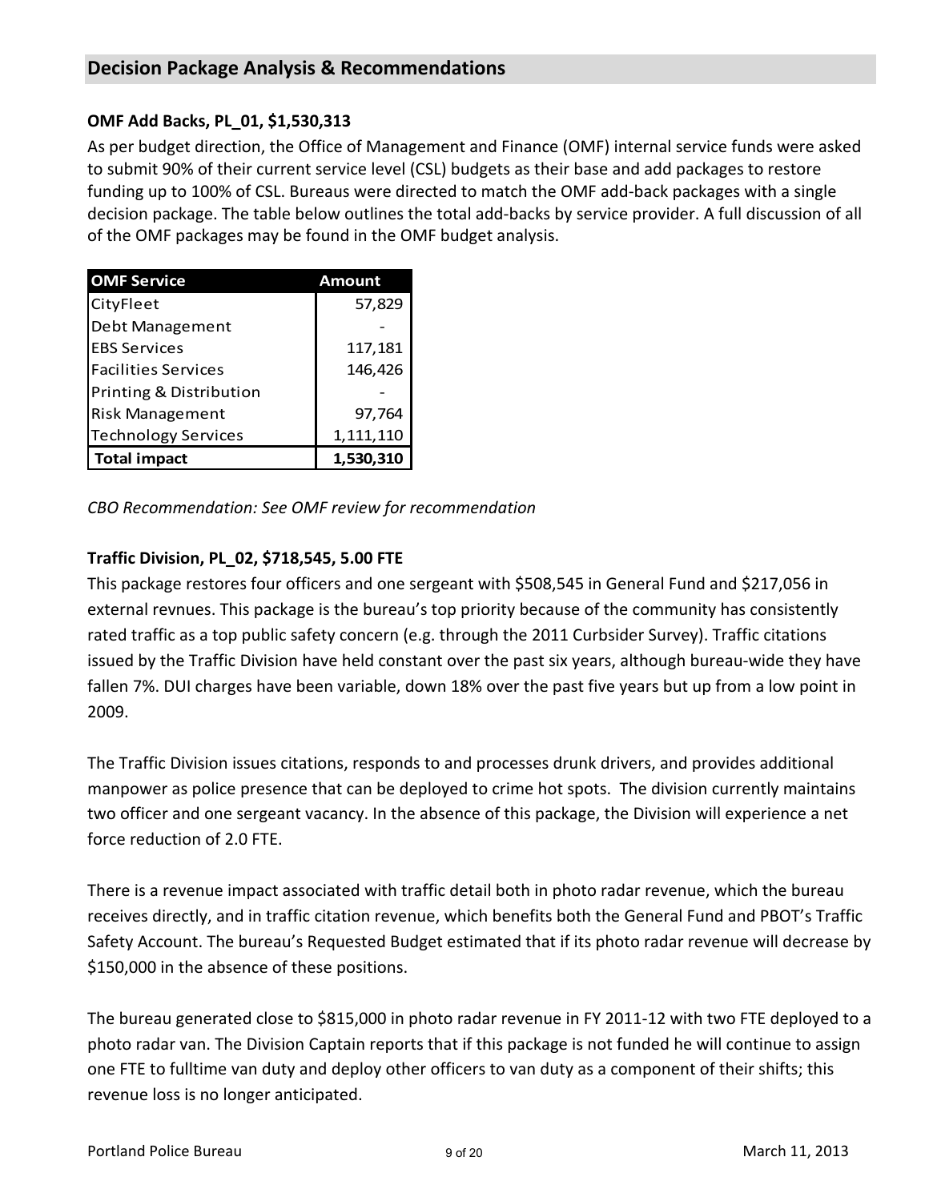## Decision Package Analysis & Recommendations

**OMF Add Backs, PL_01, $1,530,313**

As per budget direction, the Office of Management and Finance (OMF) internal service funds were asked to submit 90% of their current service level (CSL) budgets as their base and add packages to restore funding up to 100% of CSL. Bureaus were directed to match the OMF add-back packages with a single decision package. The table below outlines the total add-backs by service provider. A full discussion of all of the OMF packages may be found in the OMF budget analysis.

| OMF Service | Amount |
|---|---|
| CityFleet | 57,829 |
| Debt Management | - |
| EBS Services | 117,181 |
| Facilities Services | 146,426 |
| Printing & Distribution | - |
| Risk Management | 97,764 |
| Technology Services | 1,111,110 |
| **Total impact** | **1,530,310** |

*CBO Recommendation: See OMF review for recommendation*

**Traffic Division, PL_02, $718,545, 5.00 FTE**

This package restores four officers and one sergeant with $508,545 in General Fund and $217,056 in external revnues. This package is the bureau's top priority because of the community has consistently rated traffic as a top public safety concern (e.g. through the 2011 Curbsider Survey). Traffic citations issued by the Traffic Division have held constant over the past six years, although bureau-wide they have fallen 7%. DUI charges have been variable, down 18% over the past five years but up from a low point in 2009.

The Traffic Division issues citations, responds to and processes drunk drivers, and provides additional manpower as police presence that can be deployed to crime hot spots. The division currently maintains two officer and one sergeant vacancy. In the absence of this package, the Division will experience a net force reduction of 2.0 FTE.

There is a revenue impact associated with traffic detail both in photo radar revenue, which the bureau receives directly, and in traffic citation revenue, which benefits both the General Fund and PBOT's Traffic Safety Account. The bureau's Requested Budget estimated that if its photo radar revenue will decrease by $150,000 in the absence of these positions.

The bureau generated close to $815,000 in photo radar revenue in FY 2011-12 with two FTE deployed to a photo radar van. The Division Captain reports that if this package is not funded he will continue to assign one FTE to fulltime van duty and deploy other officers to van duty as a component of their shifts; this revenue loss is no longer anticipated.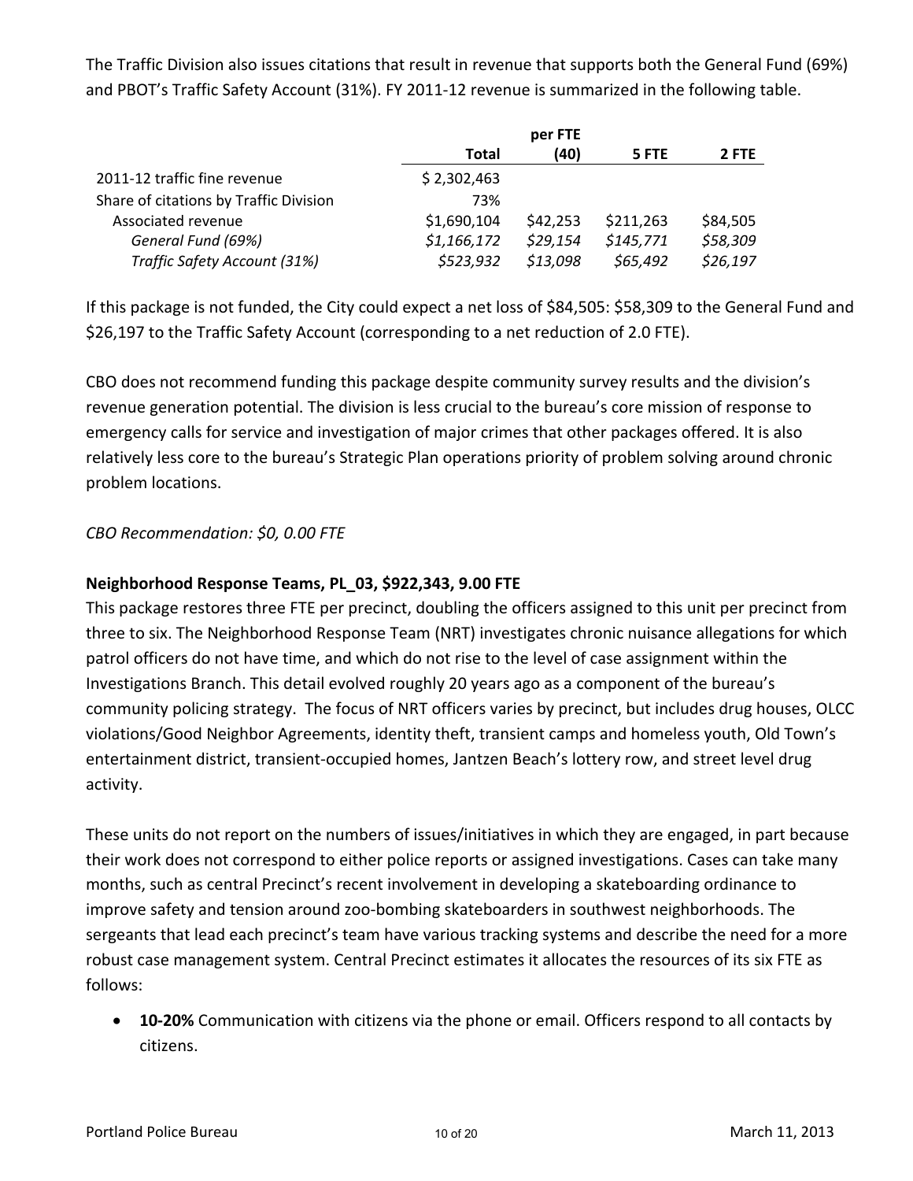The Traffic Division also issues citations that result in revenue that supports both the General Fund (69%) and PBOT's Traffic Safety Account (31%). FY 2011-12 revenue is summarized in the following table.

| | Total | per FTE (40) | 5 FTE | 2 FTE |
|---|---|---|---|---|
| 2011-12 traffic fine revenue | $ 2,302,463 | | | |
| Share of citations by Traffic Division | 73% | | | |
| Associated revenue | $1,690,104 | $42,253 | $211,263 | $84,505 |
| *General Fund (69%)* | *$1,166,172* | *$29,154* | *$145,771* | *$58,309* |
| *Traffic Safety Account (31%)* | *$523,932* | *$13,098* | *$65,492* | *$26,197* |

If this package is not funded, the City could expect a net loss of $84,505: $58,309 to the General Fund and $26,197 to the Traffic Safety Account (corresponding to a net reduction of 2.0 FTE).

CBO does not recommend funding this package despite community survey results and the division's revenue generation potential. The division is less crucial to the bureau's core mission of response to emergency calls for service and investigation of major crimes that other packages offered. It is also relatively less core to the bureau's Strategic Plan operations priority of problem solving around chronic problem locations.

*CBO Recommendation: $0, 0.00 FTE*

**Neighborhood Response Teams, PL_03, $922,343, 9.00 FTE**

This package restores three FTE per precinct, doubling the officers assigned to this unit per precinct from three to six. The Neighborhood Response Team (NRT) investigates chronic nuisance allegations for which patrol officers do not have time, and which do not rise to the level of case assignment within the Investigations Branch. This detail evolved roughly 20 years ago as a component of the bureau's community policing strategy. The focus of NRT officers varies by precinct, but includes drug houses, OLCC violations/Good Neighbor Agreements, identity theft, transient camps and homeless youth, Old Town's entertainment district, transient-occupied homes, Jantzen Beach's lottery row, and street level drug activity.

These units do not report on the numbers of issues/initiatives in which they are engaged, in part because their work does not correspond to either police reports or assigned investigations. Cases can take many months, such as central Precinct's recent involvement in developing a skateboarding ordinance to improve safety and tension around zoo-bombing skateboarders in southwest neighborhoods. The sergeants that lead each precinct's team have various tracking systems and describe the need for a more robust case management system. Central Precinct estimates it allocates the resources of its six FTE as follows:

- **10-20%** Communication with citizens via the phone or email. Officers respond to all contacts by citizens.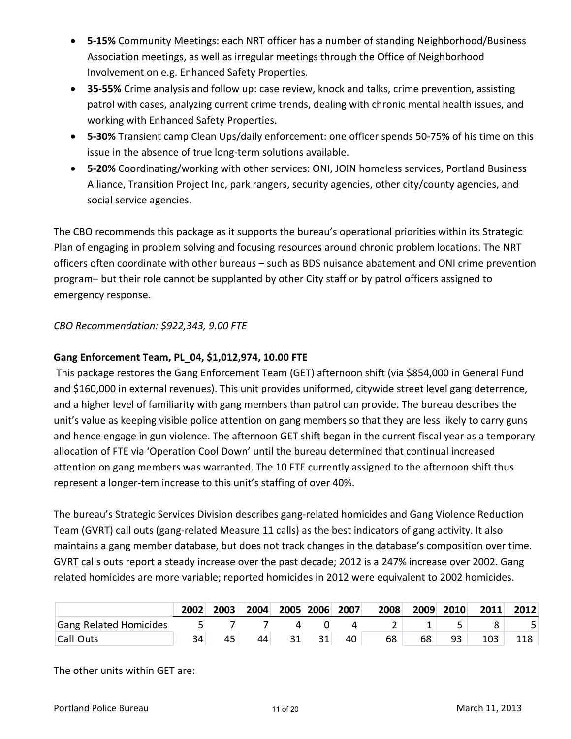- **5-15%** Community Meetings: each NRT officer has a number of standing Neighborhood/Business Association meetings, as well as irregular meetings through the Office of Neighborhood Involvement on e.g. Enhanced Safety Properties.
- **35-55%** Crime analysis and follow up: case review, knock and talks, crime prevention, assisting patrol with cases, analyzing current crime trends, dealing with chronic mental health issues, and working with Enhanced Safety Properties.
- **5-30%** Transient camp Clean Ups/daily enforcement: one officer spends 50-75% of his time on this issue in the absence of true long-term solutions available.
- **5-20%** Coordinating/working with other services: ONI, JOIN homeless services, Portland Business Alliance, Transition Project Inc, park rangers, security agencies, other city/county agencies, and social service agencies.

The CBO recommends this package as it supports the bureau's operational priorities within its Strategic Plan of engaging in problem solving and focusing resources around chronic problem locations. The NRT officers often coordinate with other bureaus – such as BDS nuisance abatement and ONI crime prevention program– but their role cannot be supplanted by other City staff or by patrol officers assigned to emergency response.

*CBO Recommendation: $922,343, 9.00 FTE*

**Gang Enforcement Team, PL_04, $1,012,974, 10.00 FTE**

This package restores the Gang Enforcement Team (GET) afternoon shift (via $854,000 in General Fund and $160,000 in external revenues). This unit provides uniformed, citywide street level gang deterrence, and a higher level of familiarity with gang members than patrol can provide. The bureau describes the unit's value as keeping visible police attention on gang members so that they are less likely to carry guns and hence engage in gun violence. The afternoon GET shift began in the current fiscal year as a temporary allocation of FTE via 'Operation Cool Down' until the bureau determined that continual increased attention on gang members was warranted. The 10 FTE currently assigned to the afternoon shift thus represent a longer-tem increase to this unit's staffing of over 40%.

The bureau's Strategic Services Division describes gang-related homicides and Gang Violence Reduction Team (GVRT) call outs (gang-related Measure 11 calls) as the best indicators of gang activity. It also maintains a gang member database, but does not track changes in the database's composition over time. GVRT calls outs report a steady increase over the past decade; 2012 is a 247% increase over 2002. Gang related homicides are more variable; reported homicides in 2012 were equivalent to 2002 homicides.

| | 2002 | 2003 | 2004 | 2005 | 2006 | 2007 | 2008 | 2009 | 2010 | 2011 | 2012 |
|---|---|---|---|---|---|---|---|---|---|---|---|
| Gang Related Homicides | 5 | 7 | 7 | 4 | 0 | 4 | 2 | 1 | 5 | 8 | 5 |
| Call Outs | 34 | 45 | 44 | 31 | 31 | 40 | 68 | 68 | 93 | 103 | 118 |

The other units within GET are: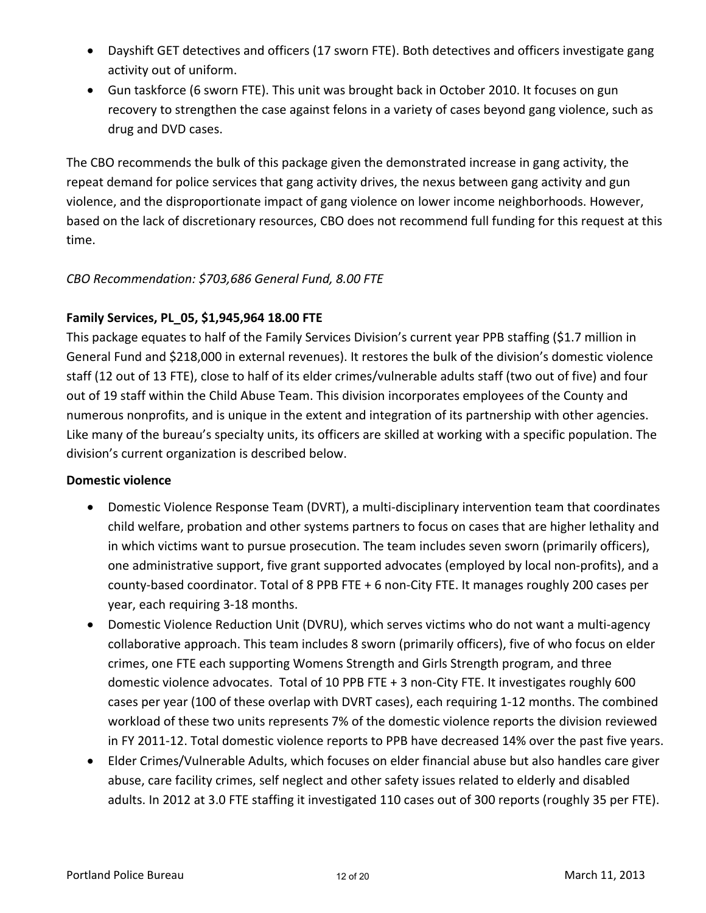- Dayshift GET detectives and officers (17 sworn FTE). Both detectives and officers investigate gang activity out of uniform.
- Gun taskforce (6 sworn FTE). This unit was brought back in October 2010. It focuses on gun recovery to strengthen the case against felons in a variety of cases beyond gang violence, such as drug and DVD cases.

The CBO recommends the bulk of this package given the demonstrated increase in gang activity, the repeat demand for police services that gang activity drives, the nexus between gang activity and gun violence, and the disproportionate impact of gang violence on lower income neighborhoods. However, based on the lack of discretionary resources, CBO does not recommend full funding for this request at this time.

*CBO Recommendation: $703,686 General Fund, 8.00 FTE*

**Family Services, PL_05, $1,945,964 18.00 FTE**

This package equates to half of the Family Services Division's current year PPB staffing ($1.7 million in General Fund and $218,000 in external revenues). It restores the bulk of the division's domestic violence staff (12 out of 13 FTE), close to half of its elder crimes/vulnerable adults staff (two out of five) and four out of 19 staff within the Child Abuse Team. This division incorporates employees of the County and numerous nonprofits, and is unique in the extent and integration of its partnership with other agencies. Like many of the bureau's specialty units, its officers are skilled at working with a specific population. The division's current organization is described below.

**Domestic violence**

- Domestic Violence Response Team (DVRT), a multi-disciplinary intervention team that coordinates child welfare, probation and other systems partners to focus on cases that are higher lethality and in which victims want to pursue prosecution. The team includes seven sworn (primarily officers), one administrative support, five grant supported advocates (employed by local non-profits), and a county-based coordinator. Total of 8 PPB FTE + 6 non-City FTE. It manages roughly 200 cases per year, each requiring 3-18 months.
- Domestic Violence Reduction Unit (DVRU), which serves victims who do not want a multi-agency collaborative approach. This team includes 8 sworn (primarily officers), five of who focus on elder crimes, one FTE each supporting Womens Strength and Girls Strength program, and three domestic violence advocates. Total of 10 PPB FTE + 3 non-City FTE. It investigates roughly 600 cases per year (100 of these overlap with DVRT cases), each requiring 1-12 months. The combined workload of these two units represents 7% of the domestic violence reports the division reviewed in FY 2011-12. Total domestic violence reports to PPB have decreased 14% over the past five years.
- Elder Crimes/Vulnerable Adults, which focuses on elder financial abuse but also handles care giver abuse, care facility crimes, self neglect and other safety issues related to elderly and disabled adults. In 2012 at 3.0 FTE staffing it investigated 110 cases out of 300 reports (roughly 35 per FTE).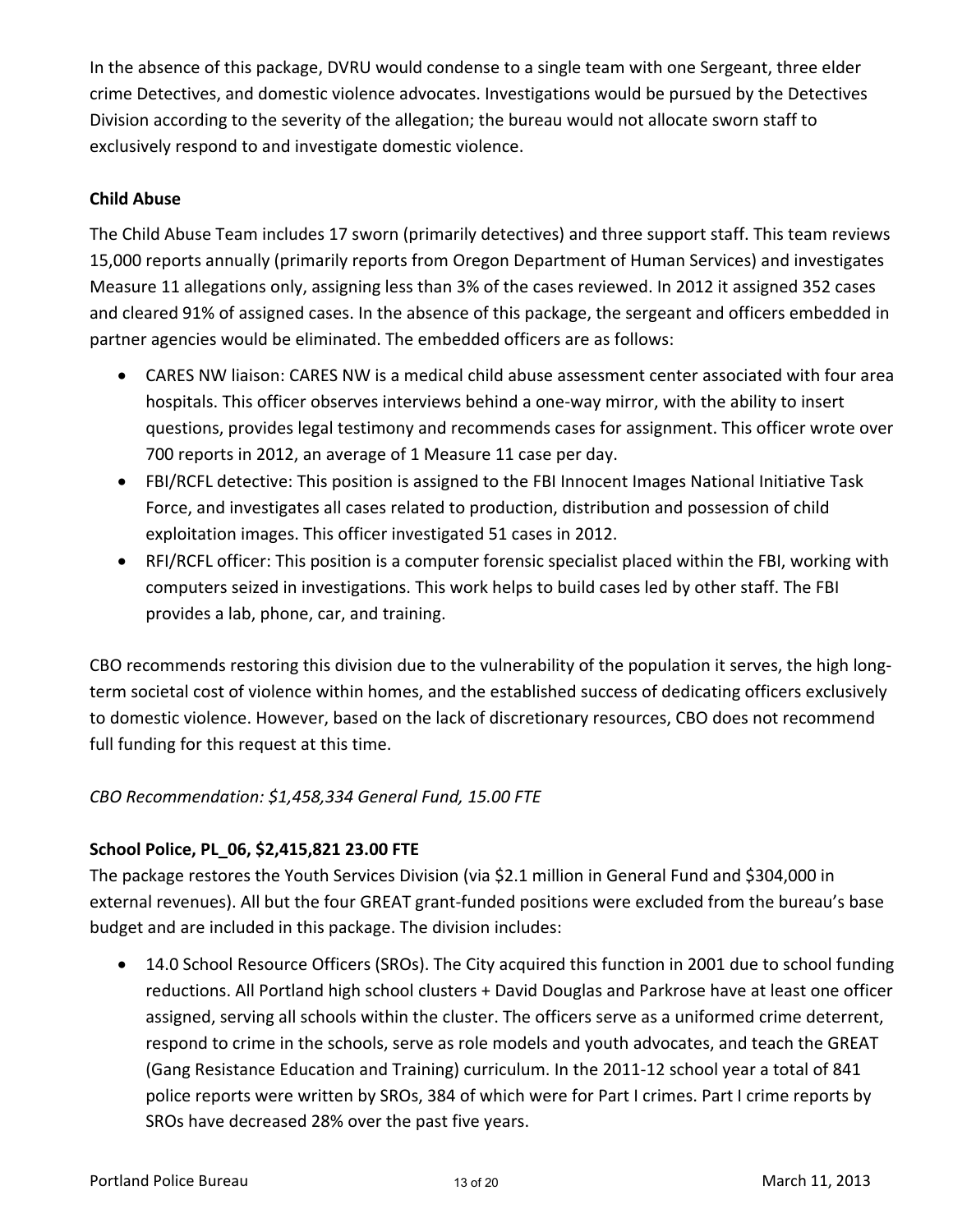In the absence of this package, DVRU would condense to a single team with one Sergeant, three elder crime Detectives, and domestic violence advocates. Investigations would be pursued by the Detectives Division according to the severity of the allegation; the bureau would not allocate sworn staff to exclusively respond to and investigate domestic violence.

**Child Abuse**

The Child Abuse Team includes 17 sworn (primarily detectives) and three support staff. This team reviews 15,000 reports annually (primarily reports from Oregon Department of Human Services) and investigates Measure 11 allegations only, assigning less than 3% of the cases reviewed. In 2012 it assigned 352 cases and cleared 91% of assigned cases. In the absence of this package, the sergeant and officers embedded in partner agencies would be eliminated. The embedded officers are as follows:

- CARES NW liaison: CARES NW is a medical child abuse assessment center associated with four area hospitals. This officer observes interviews behind a one-way mirror, with the ability to insert questions, provides legal testimony and recommends cases for assignment. This officer wrote over 700 reports in 2012, an average of 1 Measure 11 case per day.
- FBI/RCFL detective: This position is assigned to the FBI Innocent Images National Initiative Task Force, and investigates all cases related to production, distribution and possession of child exploitation images. This officer investigated 51 cases in 2012.
- RFI/RCFL officer: This position is a computer forensic specialist placed within the FBI, working with computers seized in investigations. This work helps to build cases led by other staff. The FBI provides a lab, phone, car, and training.

CBO recommends restoring this division due to the vulnerability of the population it serves, the high long-term societal cost of violence within homes, and the established success of dedicating officers exclusively to domestic violence. However, based on the lack of discretionary resources, CBO does not recommend full funding for this request at this time.

*CBO Recommendation: $1,458,334 General Fund, 15.00 FTE*

**School Police, PL_06, $2,415,821 23.00 FTE**

The package restores the Youth Services Division (via $2.1 million in General Fund and $304,000 in external revenues). All but the four GREAT grant-funded positions were excluded from the bureau's base budget and are included in this package. The division includes:

- 14.0 School Resource Officers (SROs). The City acquired this function in 2001 due to school funding reductions. All Portland high school clusters + David Douglas and Parkrose have at least one officer assigned, serving all schools within the cluster. The officers serve as a uniformed crime deterrent, respond to crime in the schools, serve as role models and youth advocates, and teach the GREAT (Gang Resistance Education and Training) curriculum. In the 2011-12 school year a total of 841 police reports were written by SROs, 384 of which were for Part I crimes. Part I crime reports by SROs have decreased 28% over the past five years.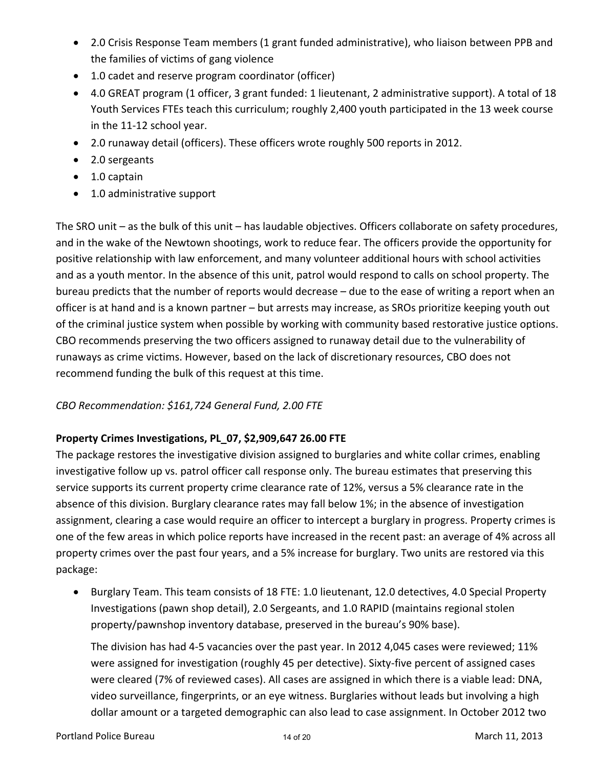- 2.0 Crisis Response Team members (1 grant funded administrative), who liaison between PPB and the families of victims of gang violence
- 1.0 cadet and reserve program coordinator (officer)
- 4.0 GREAT program (1 officer, 3 grant funded: 1 lieutenant, 2 administrative support). A total of 18 Youth Services FTEs teach this curriculum; roughly 2,400 youth participated in the 13 week course in the 11-12 school year.
- 2.0 runaway detail (officers). These officers wrote roughly 500 reports in 2012.
- 2.0 sergeants
- 1.0 captain
- 1.0 administrative support

The SRO unit – as the bulk of this unit – has laudable objectives. Officers collaborate on safety procedures, and in the wake of the Newtown shootings, work to reduce fear. The officers provide the opportunity for positive relationship with law enforcement, and many volunteer additional hours with school activities and as a youth mentor. In the absence of this unit, patrol would respond to calls on school property. The bureau predicts that the number of reports would decrease – due to the ease of writing a report when an officer is at hand and is a known partner – but arrests may increase, as SROs prioritize keeping youth out of the criminal justice system when possible by working with community based restorative justice options. CBO recommends preserving the two officers assigned to runaway detail due to the vulnerability of runaways as crime victims. However, based on the lack of discretionary resources, CBO does not recommend funding the bulk of this request at this time.

*CBO Recommendation: $161,724 General Fund, 2.00 FTE*

**Property Crimes Investigations, PL_07, $2,909,647 26.00 FTE**

The package restores the investigative division assigned to burglaries and white collar crimes, enabling investigative follow up vs. patrol officer call response only. The bureau estimates that preserving this service supports its current property crime clearance rate of 12%, versus a 5% clearance rate in the absence of this division. Burglary clearance rates may fall below 1%; in the absence of investigation assignment, clearing a case would require an officer to intercept a burglary in progress. Property crimes is one of the few areas in which police reports have increased in the recent past: an average of 4% across all property crimes over the past four years, and a 5% increase for burglary. Two units are restored via this package:

- Burglary Team. This team consists of 18 FTE: 1.0 lieutenant, 12.0 detectives, 4.0 Special Property Investigations (pawn shop detail), 2.0 Sergeants, and 1.0 RAPID (maintains regional stolen property/pawnshop inventory database, preserved in the bureau's 90% base).

  The division has had 4-5 vacancies over the past year. In 2012 4,045 cases were reviewed; 11% were assigned for investigation (roughly 45 per detective). Sixty-five percent of assigned cases were cleared (7% of reviewed cases). All cases are assigned in which there is a viable lead: DNA, video surveillance, fingerprints, or an eye witness. Burglaries without leads but involving a high dollar amount or a targeted demographic can also lead to case assignment. In October 2012 two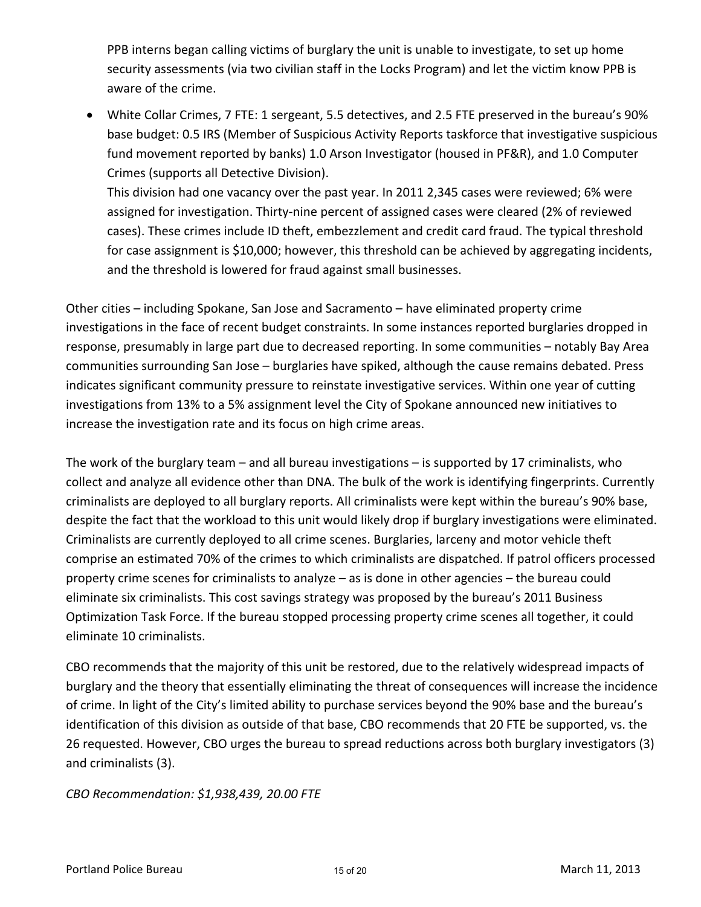PPB interns began calling victims of burglary the unit is unable to investigate, to set up home security assessments (via two civilian staff in the Locks Program) and let the victim know PPB is aware of the crime.

- White Collar Crimes, 7 FTE: 1 sergeant, 5.5 detectives, and 2.5 FTE preserved in the bureau's 90% base budget: 0.5 IRS (Member of Suspicious Activity Reports taskforce that investigative suspicious fund movement reported by banks) 1.0 Arson Investigator (housed in PF&R), and 1.0 Computer Crimes (supports all Detective Division).

  This division had one vacancy over the past year. In 2011 2,345 cases were reviewed; 6% were assigned for investigation. Thirty-nine percent of assigned cases were cleared (2% of reviewed cases). These crimes include ID theft, embezzlement and credit card fraud. The typical threshold for case assignment is $10,000; however, this threshold can be achieved by aggregating incidents, and the threshold is lowered for fraud against small businesses.

Other cities – including Spokane, San Jose and Sacramento – have eliminated property crime investigations in the face of recent budget constraints. In some instances reported burglaries dropped in response, presumably in large part due to decreased reporting. In some communities – notably Bay Area communities surrounding San Jose – burglaries have spiked, although the cause remains debated. Press indicates significant community pressure to reinstate investigative services. Within one year of cutting investigations from 13% to a 5% assignment level the City of Spokane announced new initiatives to increase the investigation rate and its focus on high crime areas.

The work of the burglary team – and all bureau investigations – is supported by 17 criminalists, who collect and analyze all evidence other than DNA. The bulk of the work is identifying fingerprints. Currently criminalists are deployed to all burglary reports. All criminalists were kept within the bureau's 90% base, despite the fact that the workload to this unit would likely drop if burglary investigations were eliminated. Criminalists are currently deployed to all crime scenes. Burglaries, larceny and motor vehicle theft comprise an estimated 70% of the crimes to which criminalists are dispatched. If patrol officers processed property crime scenes for criminalists to analyze – as is done in other agencies – the bureau could eliminate six criminalists. This cost savings strategy was proposed by the bureau's 2011 Business Optimization Task Force. If the bureau stopped processing property crime scenes all together, it could eliminate 10 criminalists.

CBO recommends that the majority of this unit be restored, due to the relatively widespread impacts of burglary and the theory that essentially eliminating the threat of consequences will increase the incidence of crime. In light of the City's limited ability to purchase services beyond the 90% base and the bureau's identification of this division as outside of that base, CBO recommends that 20 FTE be supported, vs. the 26 requested. However, CBO urges the bureau to spread reductions across both burglary investigators (3) and criminalists (3).

*CBO Recommendation: $1,938,439, 20.00 FTE*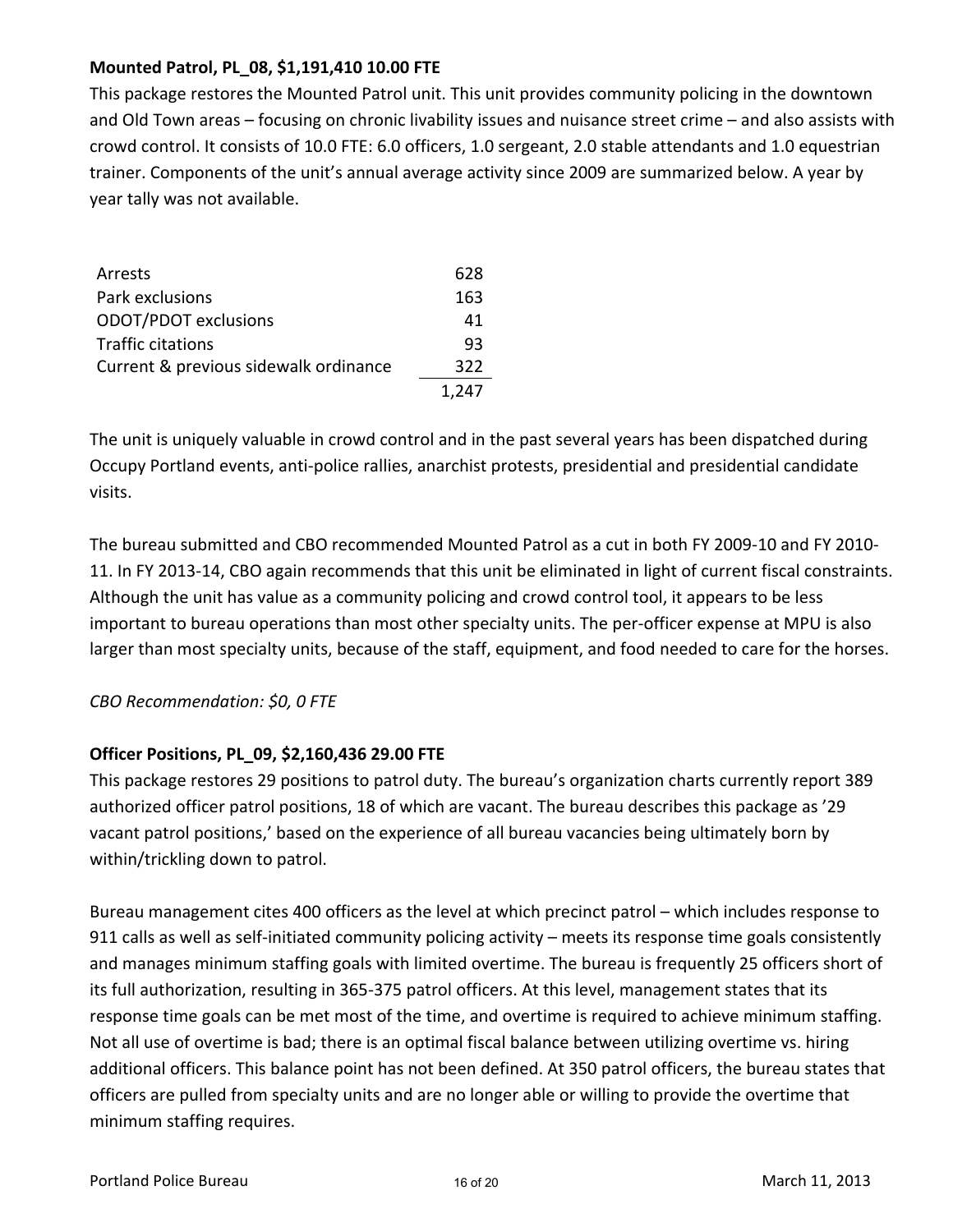**Mounted Patrol, PL_08, $1,191,410 10.00 FTE**

This package restores the Mounted Patrol unit. This unit provides community policing in the downtown and Old Town areas – focusing on chronic livability issues and nuisance street crime – and also assists with crowd control. It consists of 10.0 FTE: 6.0 officers, 1.0 sergeant, 2.0 stable attendants and 1.0 equestrian trainer. Components of the unit's annual average activity since 2009 are summarized below. A year by year tally was not available.

| | |
|---|---|
| Arrests | 628 |
| Park exclusions | 163 |
| ODOT/PDOT exclusions | 41 |
| Traffic citations | 93 |
| Current & previous sidewalk ordinance | 322 |
| | 1,247 |

The unit is uniquely valuable in crowd control and in the past several years has been dispatched during Occupy Portland events, anti-police rallies, anarchist protests, presidential and presidential candidate visits.

The bureau submitted and CBO recommended Mounted Patrol as a cut in both FY 2009-10 and FY 2010-11. In FY 2013-14, CBO again recommends that this unit be eliminated in light of current fiscal constraints. Although the unit has value as a community policing and crowd control tool, it appears to be less important to bureau operations than most other specialty units. The per-officer expense at MPU is also larger than most specialty units, because of the staff, equipment, and food needed to care for the horses.

*CBO Recommendation: $0, 0 FTE*

**Officer Positions, PL_09, $2,160,436 29.00 FTE**

This package restores 29 positions to patrol duty. The bureau's organization charts currently report 389 authorized officer patrol positions, 18 of which are vacant. The bureau describes this package as '29 vacant patrol positions,' based on the experience of all bureau vacancies being ultimately born by within/trickling down to patrol.

Bureau management cites 400 officers as the level at which precinct patrol – which includes response to 911 calls as well as self-initiated community policing activity – meets its response time goals consistently and manages minimum staffing goals with limited overtime. The bureau is frequently 25 officers short of its full authorization, resulting in 365-375 patrol officers. At this level, management states that its response time goals can be met most of the time, and overtime is required to achieve minimum staffing. Not all use of overtime is bad; there is an optimal fiscal balance between utilizing overtime vs. hiring additional officers. This balance point has not been defined. At 350 patrol officers, the bureau states that officers are pulled from specialty units and are no longer able or willing to provide the overtime that minimum staffing requires.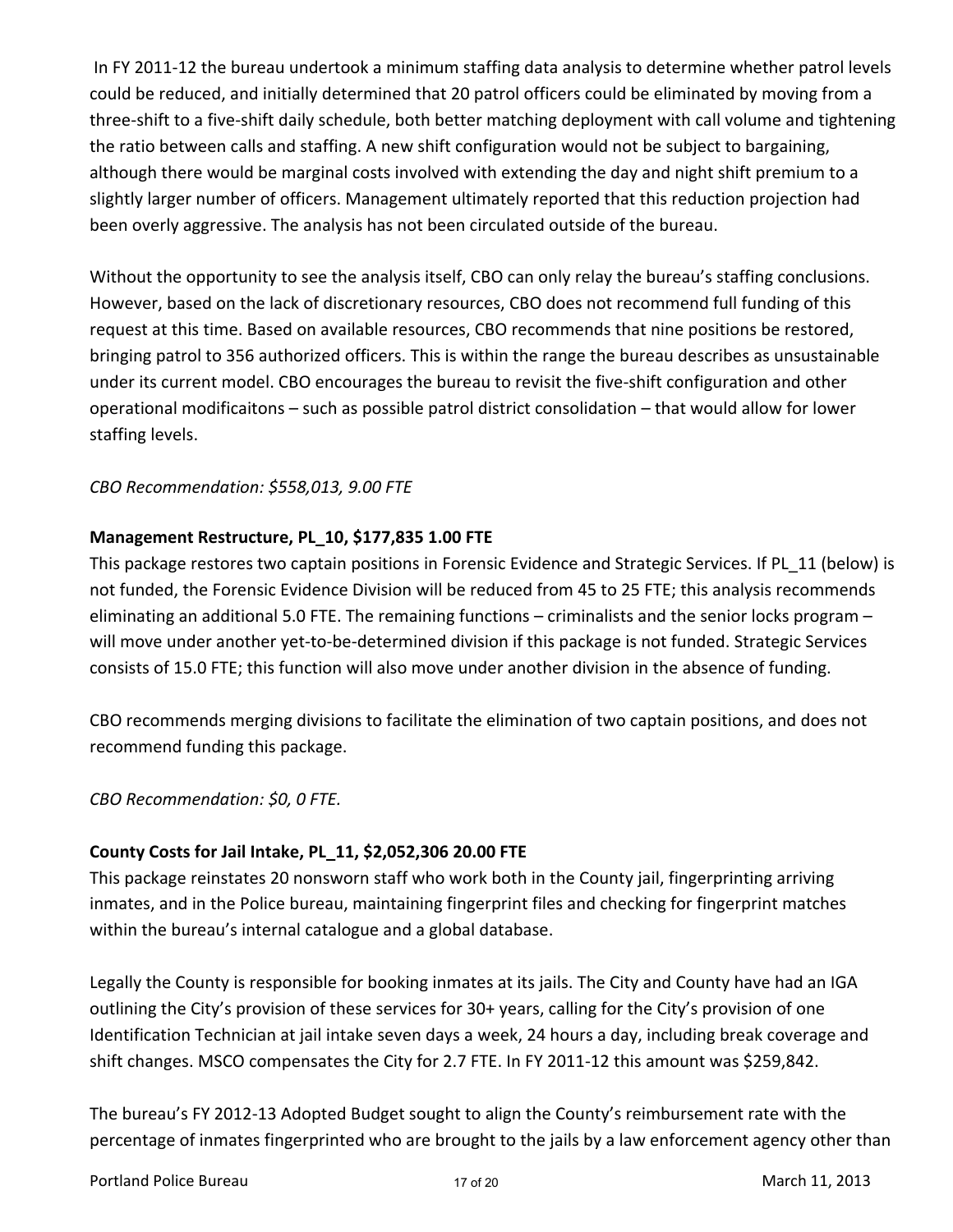In FY 2011-12 the bureau undertook a minimum staffing data analysis to determine whether patrol levels could be reduced, and initially determined that 20 patrol officers could be eliminated by moving from a three-shift to a five-shift daily schedule, both better matching deployment with call volume and tightening the ratio between calls and staffing. A new shift configuration would not be subject to bargaining, although there would be marginal costs involved with extending the day and night shift premium to a slightly larger number of officers. Management ultimately reported that this reduction projection had been overly aggressive. The analysis has not been circulated outside of the bureau.

Without the opportunity to see the analysis itself, CBO can only relay the bureau's staffing conclusions. However, based on the lack of discretionary resources, CBO does not recommend full funding of this request at this time. Based on available resources, CBO recommends that nine positions be restored, bringing patrol to 356 authorized officers. This is within the range the bureau describes as unsustainable under its current model. CBO encourages the bureau to revisit the five-shift configuration and other operational modificaitons – such as possible patrol district consolidation – that would allow for lower staffing levels.

*CBO Recommendation: $558,013, 9.00 FTE*

**Management Restructure, PL_10, $177,835 1.00 FTE**

This package restores two captain positions in Forensic Evidence and Strategic Services. If PL_11 (below) is not funded, the Forensic Evidence Division will be reduced from 45 to 25 FTE; this analysis recommends eliminating an additional 5.0 FTE. The remaining functions – criminalists and the senior locks program – will move under another yet-to-be-determined division if this package is not funded. Strategic Services consists of 15.0 FTE; this function will also move under another division in the absence of funding.

CBO recommends merging divisions to facilitate the elimination of two captain positions, and does not recommend funding this package.

*CBO Recommendation: $0, 0 FTE.*

**County Costs for Jail Intake, PL_11, $2,052,306 20.00 FTE**

This package reinstates 20 nonsworn staff who work both in the County jail, fingerprinting arriving inmates, and in the Police bureau, maintaining fingerprint files and checking for fingerprint matches within the bureau's internal catalogue and a global database.

Legally the County is responsible for booking inmates at its jails. The City and County have had an IGA outlining the City's provision of these services for 30+ years, calling for the City's provision of one Identification Technician at jail intake seven days a week, 24 hours a day, including break coverage and shift changes. MSCO compensates the City for 2.7 FTE. In FY 2011-12 this amount was $259,842.

The bureau's FY 2012-13 Adopted Budget sought to align the County's reimbursement rate with the percentage of inmates fingerprinted who are brought to the jails by a law enforcement agency other than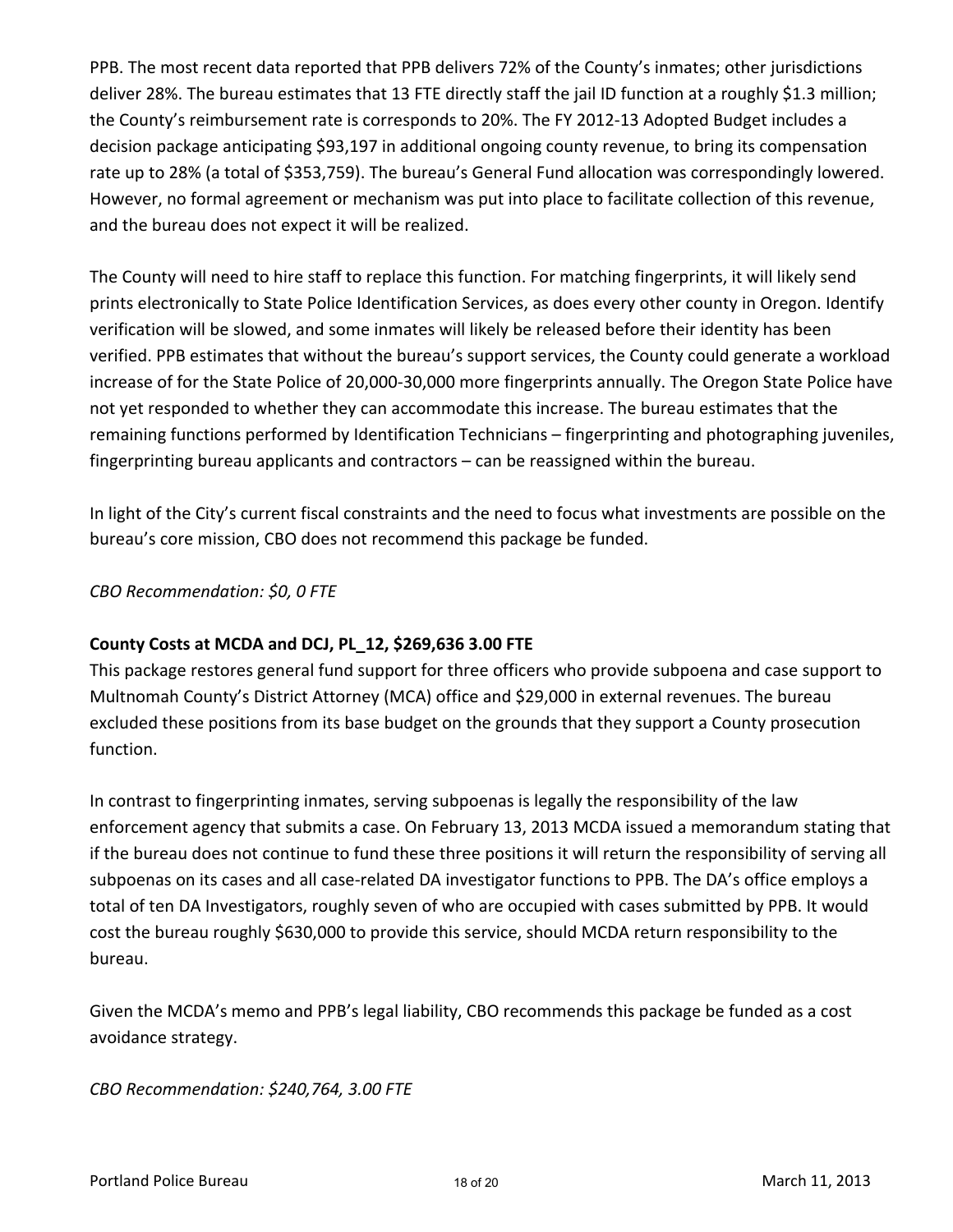PPB. The most recent data reported that PPB delivers 72% of the County's inmates; other jurisdictions deliver 28%. The bureau estimates that 13 FTE directly staff the jail ID function at a roughly $1.3 million; the County's reimbursement rate is corresponds to 20%. The FY 2012-13 Adopted Budget includes a decision package anticipating $93,197 in additional ongoing county revenue, to bring its compensation rate up to 28% (a total of $353,759). The bureau's General Fund allocation was correspondingly lowered. However, no formal agreement or mechanism was put into place to facilitate collection of this revenue, and the bureau does not expect it will be realized.

The County will need to hire staff to replace this function. For matching fingerprints, it will likely send prints electronically to State Police Identification Services, as does every other county in Oregon. Identify verification will be slowed, and some inmates will likely be released before their identity has been verified. PPB estimates that without the bureau's support services, the County could generate a workload increase of for the State Police of 20,000-30,000 more fingerprints annually. The Oregon State Police have not yet responded to whether they can accommodate this increase. The bureau estimates that the remaining functions performed by Identification Technicians – fingerprinting and photographing juveniles, fingerprinting bureau applicants and contractors – can be reassigned within the bureau.

In light of the City's current fiscal constraints and the need to focus what investments are possible on the bureau's core mission, CBO does not recommend this package be funded.

*CBO Recommendation: $0, 0 FTE*

**County Costs at MCDA and DCJ, PL_12, $269,636 3.00 FTE**

This package restores general fund support for three officers who provide subpoena and case support to Multnomah County's District Attorney (MCA) office and $29,000 in external revenues. The bureau excluded these positions from its base budget on the grounds that they support a County prosecution function.

In contrast to fingerprinting inmates, serving subpoenas is legally the responsibility of the law enforcement agency that submits a case. On February 13, 2013 MCDA issued a memorandum stating that if the bureau does not continue to fund these three positions it will return the responsibility of serving all subpoenas on its cases and all case-related DA investigator functions to PPB. The DA's office employs a total of ten DA Investigators, roughly seven of who are occupied with cases submitted by PPB. It would cost the bureau roughly $630,000 to provide this service, should MCDA return responsibility to the bureau.

Given the MCDA's memo and PPB's legal liability, CBO recommends this package be funded as a cost avoidance strategy.

*CBO Recommendation: $240,764, 3.00 FTE*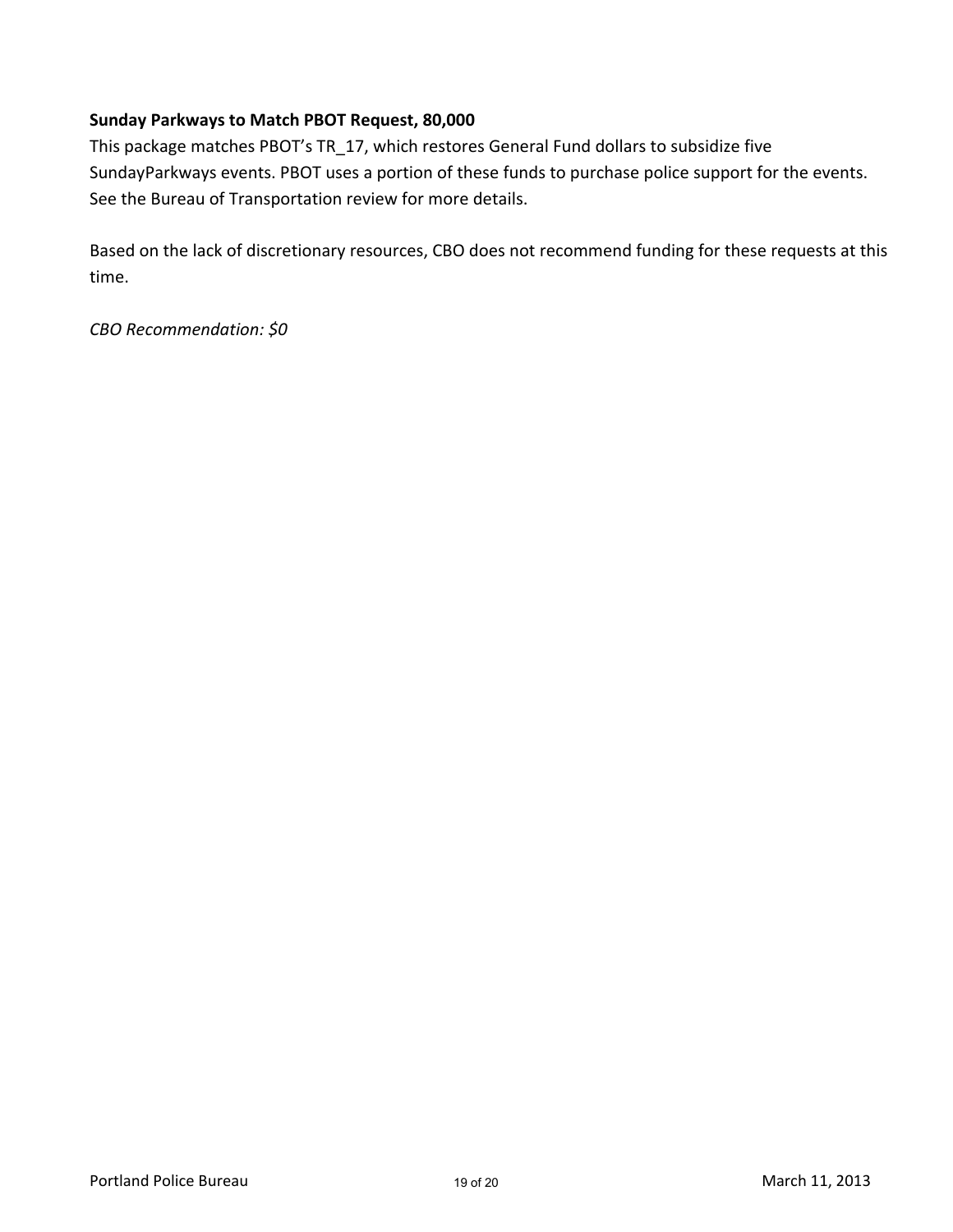**Sunday Parkways to Match PBOT Request, 80,000**

This package matches PBOT's TR_17, which restores General Fund dollars to subsidize five SundayParkways events. PBOT uses a portion of these funds to purchase police support for the events. See the Bureau of Transportation review for more details.

Based on the lack of discretionary resources, CBO does not recommend funding for these requests at this time.

*CBO Recommendation: $0*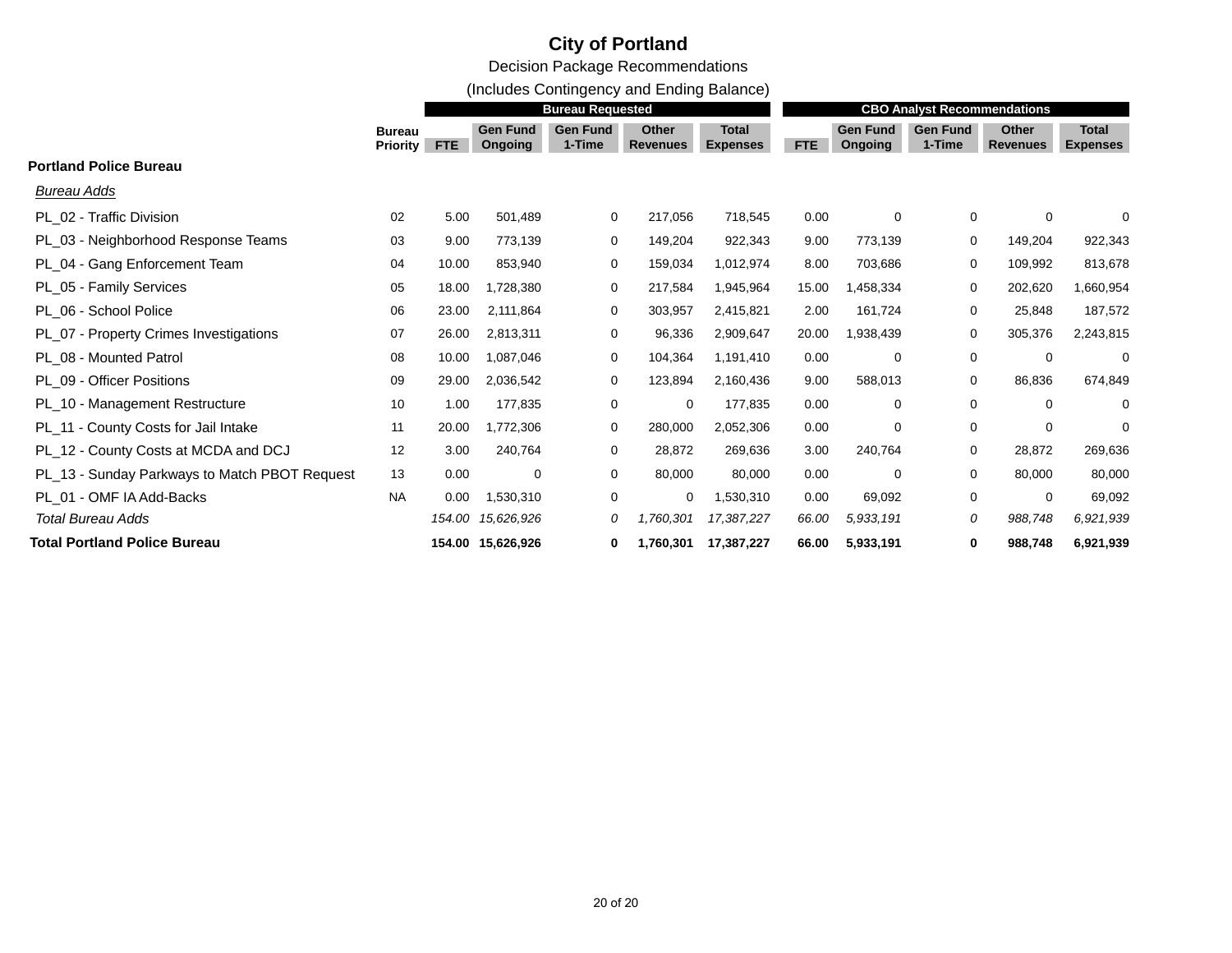# City of Portland

Decision Package Recommendations

(Includes Contingency and Ending Balance)

| | | Bureau Requested | | | | | CBO Analyst Recommendations | | | | |
|---|---|---|---|---|---|---|---|---|---|---|---|
| | Bureau Priority | FTE | Gen Fund Ongoing | Gen Fund 1-Time | Other Revenues | Total Expenses | FTE | Gen Fund Ongoing | Gen Fund 1-Time | Other Revenues | Total Expenses |
| **Portland Police Bureau** | | | | | | | | | | | |
| *Bureau Adds* | | | | | | | | | | | |
| PL_02 - Traffic Division | 02 | 5.00 | 501,489 | 0 | 217,056 | 718,545 | 0.00 | 0 | 0 | 0 | 0 |
| PL_03 - Neighborhood Response Teams | 03 | 9.00 | 773,139 | 0 | 149,204 | 922,343 | 9.00 | 773,139 | 0 | 149,204 | 922,343 |
| PL_04 - Gang Enforcement Team | 04 | 10.00 | 853,940 | 0 | 159,034 | 1,012,974 | 8.00 | 703,686 | 0 | 109,992 | 813,678 |
| PL_05 - Family Services | 05 | 18.00 | 1,728,380 | 0 | 217,584 | 1,945,964 | 15.00 | 1,458,334 | 0 | 202,620 | 1,660,954 |
| PL_06 - School Police | 06 | 23.00 | 2,111,864 | 0 | 303,957 | 2,415,821 | 2.00 | 161,724 | 0 | 25,848 | 187,572 |
| PL_07 - Property Crimes Investigations | 07 | 26.00 | 2,813,311 | 0 | 96,336 | 2,909,647 | 20.00 | 1,938,439 | 0 | 305,376 | 2,243,815 |
| PL_08 - Mounted Patrol | 08 | 10.00 | 1,087,046 | 0 | 104,364 | 1,191,410 | 0.00 | 0 | 0 | 0 | 0 |
| PL_09 - Officer Positions | 09 | 29.00 | 2,036,542 | 0 | 123,894 | 2,160,436 | 9.00 | 588,013 | 0 | 86,836 | 674,849 |
| PL_10 - Management Restructure | 10 | 1.00 | 177,835 | 0 | 0 | 177,835 | 0.00 | 0 | 0 | 0 | 0 |
| PL_11 - County Costs for Jail Intake | 11 | 20.00 | 1,772,306 | 0 | 280,000 | 2,052,306 | 0.00 | 0 | 0 | 0 | 0 |
| PL_12 - County Costs at MCDA and DCJ | 12 | 3.00 | 240,764 | 0 | 28,872 | 269,636 | 3.00 | 240,764 | 0 | 28,872 | 269,636 |
| PL_13 - Sunday Parkways to Match PBOT Request | 13 | 0.00 | 0 | 0 | 80,000 | 80,000 | 0.00 | 0 | 0 | 80,000 | 80,000 |
| PL_01 - OMF IA Add-Backs | NA | 0.00 | 1,530,310 | 0 | 0 | 1,530,310 | 0.00 | 69,092 | 0 | 0 | 69,092 |
| *Total Bureau Adds* | | *154.00* | *15,626,926* | *0* | *1,760,301* | *17,387,227* | *66.00* | *5,933,191* | *0* | *988,748* | *6,921,939* |
| **Total Portland Police Bureau** | | **154.00** | **15,626,926** | **0** | **1,760,301** | **17,387,227** | **66.00** | **5,933,191** | **0** | **988,748** | **6,921,939** |